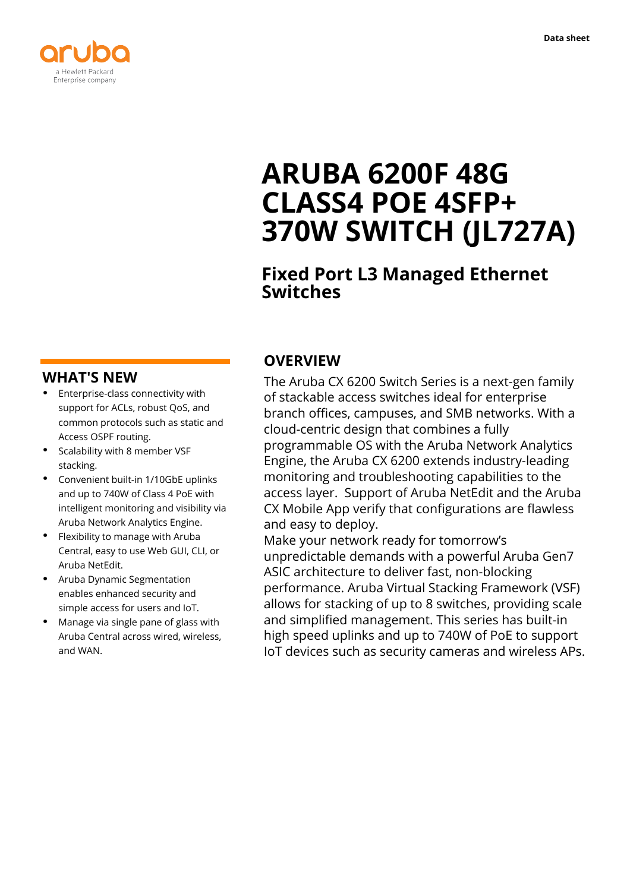# ARUBA 6200F 48G CLASS4 POE 4SFP+ 370W SWITCH (JL727A)

## Fixed Port L3 Managed Ethernet Switches

## OVERVIEW

The Aruba CX 6200 Switch Series is a next-gen family of stackable access switches ideal for enterprise branch offices, campuses, and SMB networks. With a cloud-centric design that combines a fully programmable OS with the Aruba Network Analytics Engine, the Aruba CX 6200 extends industry-leading monitoring and troubleshooting capabilities to the access layer. Support of Aruba NetEdit and the Aruba CX Mobile App verify that configurations are flawless and easy to deploy.

Make your network ready for tomorrow's unpredictable demands with a powerful Aruba Gen7 ASIC architecture to deliver fast, non-blocking performance. Aruba Virtual Stacking Framework (VSF) allows for stacking of up to 8 switches, providing scale and simplified management. This series has built-in high speed uplinks and up to 740W of PoE to support IoT devices such as security cameras and wireless APs.

## WHAT'S NEW

- Enterprise-class connectivity with support for ACLs, robust QoS, and common protocols such as static and Access OSPF routing.
- Scalability with 8 member VSF stacking.
- Convenient built-in 1/10GbE uplinks and up to 740W of Class 4 PoE with intelligent monitoring and visibility via Aruba Network Analytics Engine.
- Flexibility to manage with Aruba Central, easy to use Web GUI, CLI, or Aruba NetEdit.
- Aruba Dynamic Segmentation enables enhanced security and simple access for users and IoT.
- Manage via single pane of glass with Aruba Central across wired, wireless, and WAN.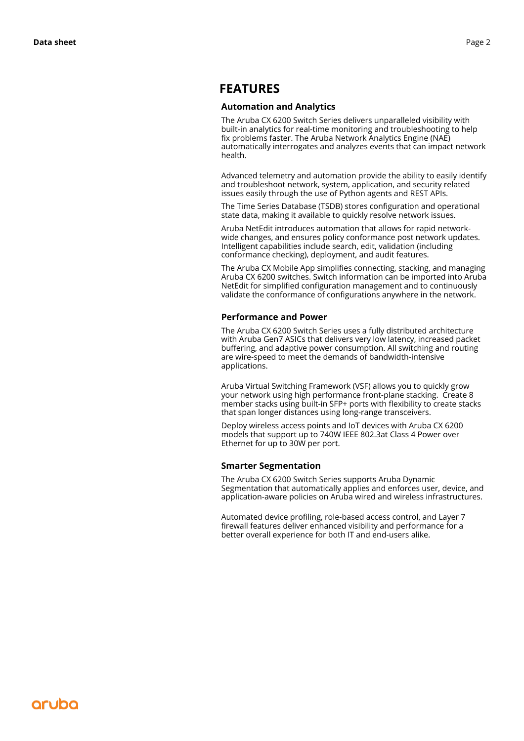# FEATURES

### Automation and Analytics

The Aruba CX 6200 Switch Series delivers unparalleled visibility with built-in analytics for real-time monitoring and troubleshooting to help fix problems faster. The Aruba Network Analytics Engine (NAE) automatically interrogates and analyzes events that can impact network health.

Advanced telemetry and automation provide the ability to easily identify and troubleshoot network, system, application, and security related issues easily through the use of Python agents and REST APIs.

The Time Series Database (TSDB) stores configuration and operational state data, making it available to quickly resolve network issues.

Aruba NetEdit introduces automation that allows for rapid network-wide changes, and ensures policy conformance post network updates. Intelligent capabilities include search, edit, validation (including conformance checking), deployment, and audit features.

The Aruba CX Mobile App simplifies connecting, stacking, and managing Aruba CX 6200 switches. Switch information can be imported into Aruba NetEdit for simplified configuration management and to continuously validate the conformance of configurations anywhere in the network.

### Performance and Power

The Aruba CX 6200 Switch Series uses a fully distributed architecture with Aruba Gen7 ASICs that delivers very low latency, increased packet buffering, and adaptive power consumption. All switching and routing are wire-speed to meet the demands of bandwidth-intensive applications.

Aruba Virtual Switching Framework (VSF) allows you to quickly grow your network using high performance front-plane stacking. Create 8 member stacks using built-in SFP+ ports with flexibility to create stacks that span longer distances using long-range transceivers.

Deploy wireless access points and IoT devices with Aruba CX 6200 models that support up to 740W IEEE 802.3at Class 4 Power over Ethernet for up to 30W per port.

### Smarter Segmentation

The Aruba CX 6200 Switch Series supports Aruba Dynamic Segmentation that automatically applies and enforces user, device, and application-aware policies on Aruba wired and wireless infrastructures.

Automated device profiling, role-based access control, and Layer 7 firewall features deliver enhanced visibility and performance for a better overall experience for both IT and end-users alike.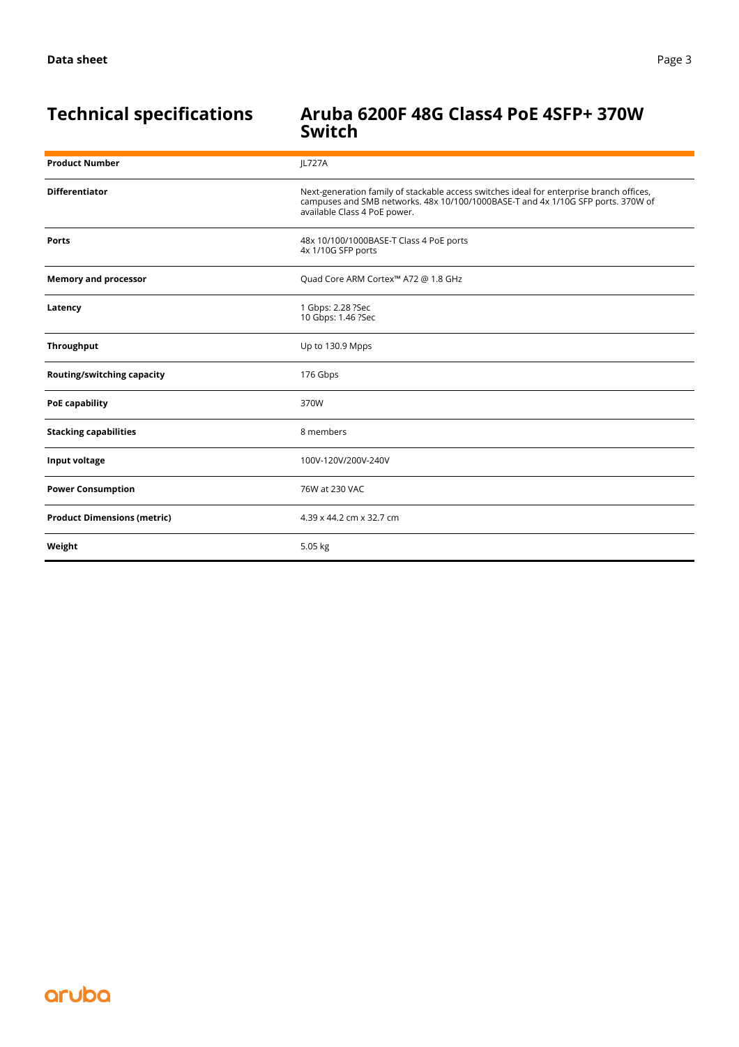## Technical specifications

## Aruba 6200F 48G Class4 PoE 4SFP+ 370W Switch

| | |
|---|---|
| **Product Number** | JL727A |
| **Differentiator** | Next-generation family of stackable access switches ideal for enterprise branch offices, campuses and SMB networks. 48x 10/100/1000BASE-T and 4x 1/10G SFP ports. 370W of available Class 4 PoE power. |
| **Ports** | 48x 10/100/1000BASE-T Class 4 PoE ports<br>4x 1/10G SFP ports |
| **Memory and processor** | Quad Core ARM Cortex™ A72 @ 1.8 GHz |
| **Latency** | 1 Gbps: 2.28 ?Sec<br>10 Gbps: 1.46 ?Sec |
| **Throughput** | Up to 130.9 Mpps |
| **Routing/switching capacity** | 176 Gbps |
| **PoE capability** | 370W |
| **Stacking capabilities** | 8 members |
| **Input voltage** | 100V-120V/200V-240V |
| **Power Consumption** | 76W at 230 VAC |
| **Product Dimensions (metric)** | 4.39 x 44.2 cm x 32.7 cm |
| **Weight** | 5.05 kg |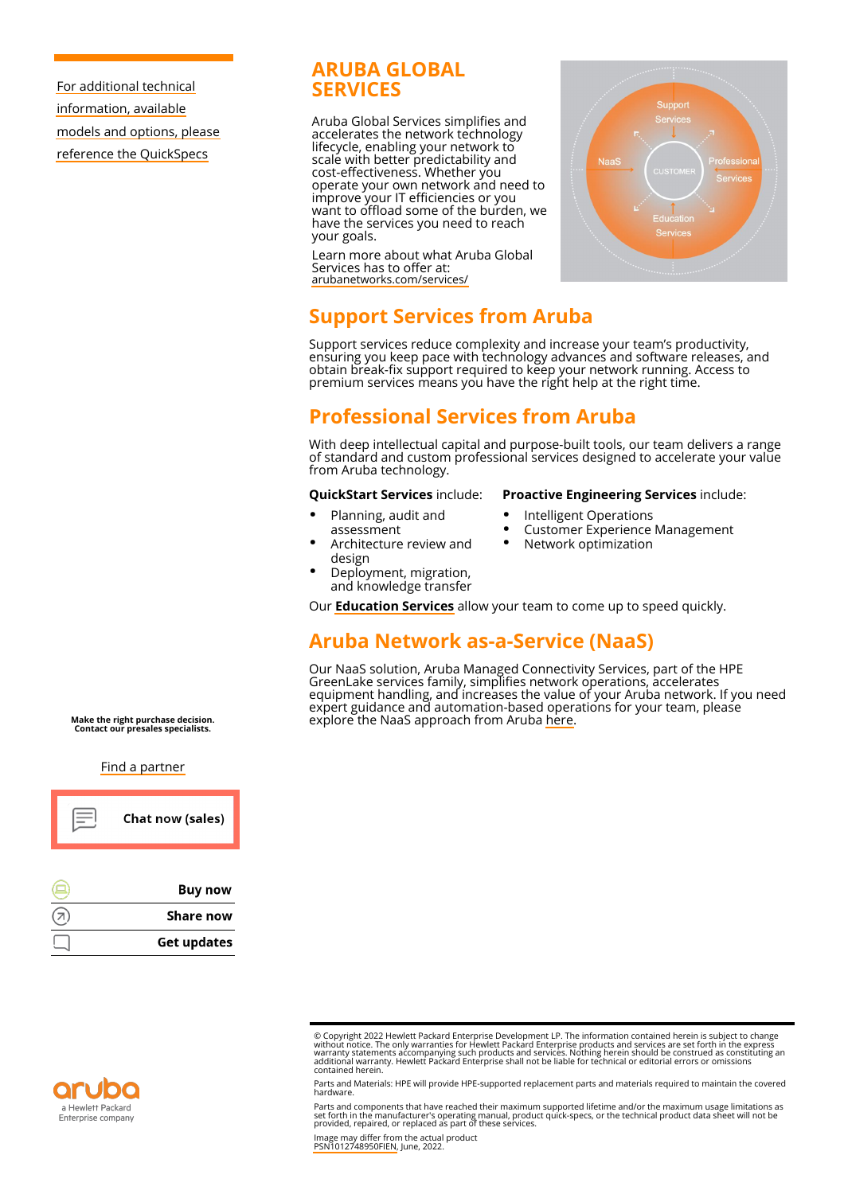For additional technical information, available models and options, please reference the QuickSpecs

## ARUBA GLOBAL SERVICES

Aruba Global Services simplifies and accelerates the network technology lifecycle, enabling your network to scale with better predictability and cost-effectiveness. Whether you operate your own network and need to improve your IT efficiencies or you want to offload some of the burden, we have the services you need to reach your goals.

Learn more about what Aruba Global Services has to offer at: arubanetworks.com/services/

Support Services

NaaS

CUSTOMER

Professional Services

Education Services

## Support Services from Aruba

Support services reduce complexity and increase your team's productivity, ensuring you keep pace with technology advances and software releases, and obtain break-fix support required to keep your network running. Access to premium services means you have the right help at the right time.

## Professional Services from Aruba

With deep intellectual capital and purpose-built tools, our team delivers a range of standard and custom professional services designed to accelerate your value from Aruba technology.

**QuickStart Services** include:

- Planning, audit and assessment
- Architecture review and design
- Deployment, migration, and knowledge transfer

**Proactive Engineering Services** include:

- Intelligent Operations
- Customer Experience Management
- Network optimization

Our **Education Services** allow your team to come up to speed quickly.

## Aruba Network as-a-Service (NaaS)

Our NaaS solution, Aruba Managed Connectivity Services, part of the HPE GreenLake services family, simplifies network operations, accelerates equipment handling, and increases the value of your Aruba network. If you need expert guidance and automation-based operations for your team, please explore the NaaS approach from Aruba here.

**Make the right purchase decision. Contact our presales specialists.**

Find a partner

**Chat now (sales)**

**Buy now**

**Share now**

**Get updates**

aruba
a Hewlett Packard Enterprise company

© Copyright 2022 Hewlett Packard Enterprise Development LP. The information contained herein is subject to change without notice. The only warranties for Hewlett Packard Enterprise products and services are set forth in the express warranty statements accompanying such products and services. Nothing herein should be construed as constituting an additional warranty. Hewlett Packard Enterprise shall not be liable for technical or editorial errors or omissions contained herein.

Parts and Materials: HPE will provide HPE-supported replacement parts and materials required to maintain the covered hardware.

Parts and components that have reached their maximum supported lifetime and/or the maximum usage limitations as set forth in the manufacturer's operating manual, product quick-specs, or the technical product data sheet will not be provided, repaired, or replaced as part of these services.

Image may differ from the actual product
PSN1012748950FIEN, June, 2022.